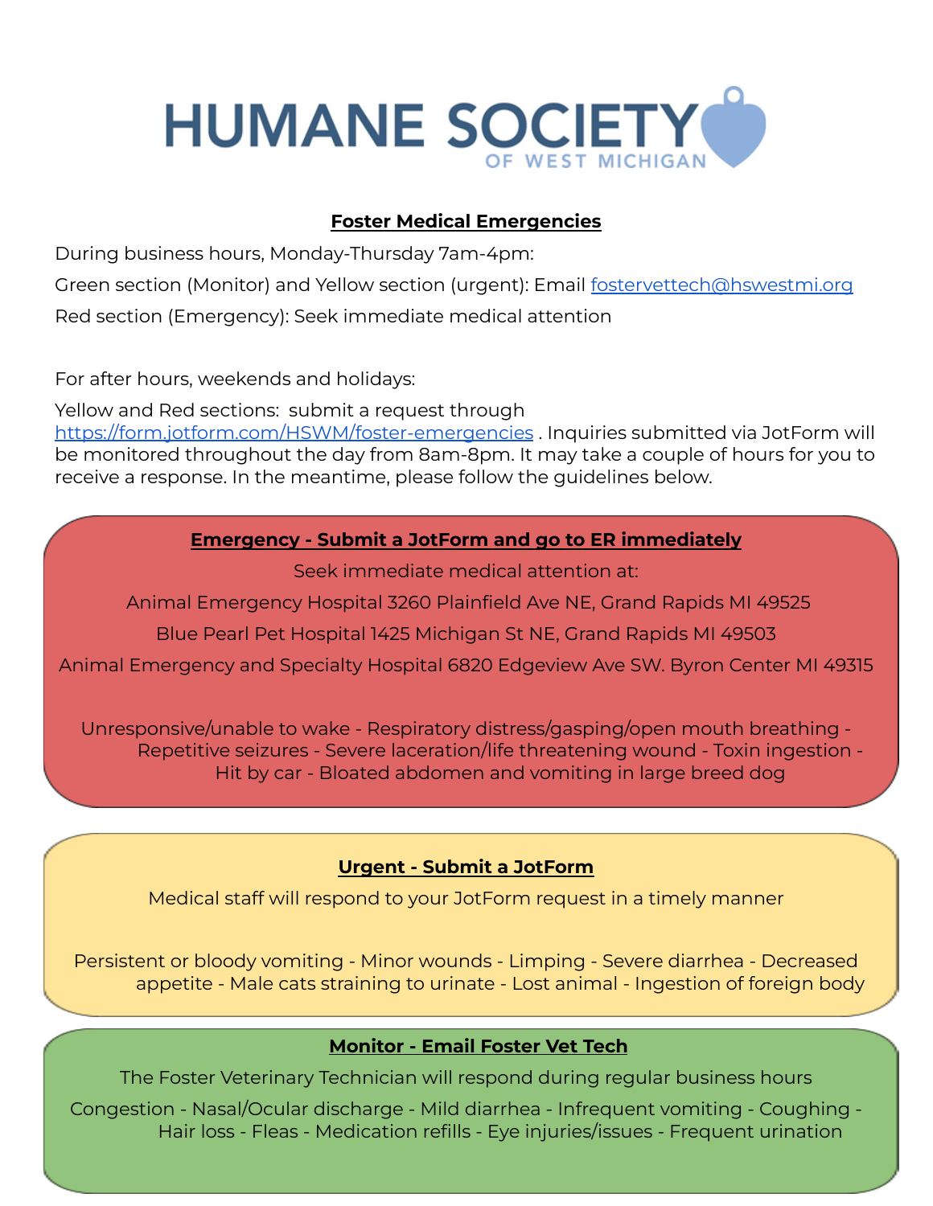# HUMANE SOCIETY OF WEST MICHIGAN

## Foster Medical Emergencies

During business hours, Monday-Thursday 7am-4pm:

Green section (Monitor) and Yellow section (urgent): Email fostervettech@hswestmi.org

Red section (Emergency): Seek immediate medical attention

For after hours, weekends and holidays:

Yellow and Red sections: submit a request through https://form.jotform.com/HSWM/foster-emergencies . Inquiries submitted via JotForm will be monitored throughout the day from 8am-8pm. It may take a couple of hours for you to receive a response. In the meantime, please follow the guidelines below.

### Emergency - Submit a JotForm and go to ER immediately

Seek immediate medical attention at:

Animal Emergency Hospital 3260 Plainfield Ave NE, Grand Rapids MI 49525

Blue Pearl Pet Hospital 1425 Michigan St NE, Grand Rapids MI 49503

Animal Emergency and Specialty Hospital 6820 Edgeview Ave SW. Byron Center MI 49315

Unresponsive/unable to wake - Respiratory distress/gasping/open mouth breathing - Repetitive seizures - Severe laceration/life threatening wound - Toxin ingestion - Hit by car - Bloated abdomen and vomiting in large breed dog

### Urgent - Submit a JotForm

Medical staff will respond to your JotForm request in a timely manner

Persistent or bloody vomiting - Minor wounds - Limping - Severe diarrhea - Decreased appetite - Male cats straining to urinate - Lost animal - Ingestion of foreign body

### Monitor - Email Foster Vet Tech

The Foster Veterinary Technician will respond during regular business hours

Congestion - Nasal/Ocular discharge - Mild diarrhea - Infrequent vomiting - Coughing - Hair loss - Fleas - Medication refills - Eye injuries/issues - Frequent urination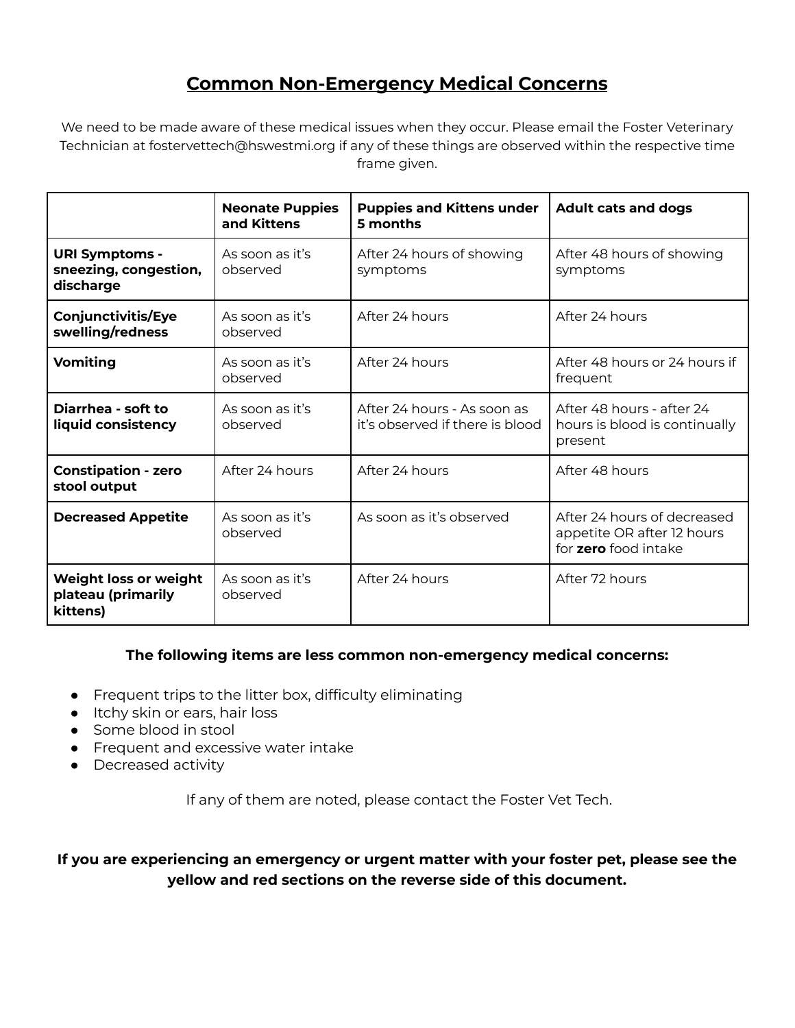# Common Non-Emergency Medical Concerns

We need to be made aware of these medical issues when they occur. Please email the Foster Veterinary Technician at fostervettech@hswestmi.org if any of these things are observed within the respective time frame given.

| | Neonate Puppies and Kittens | Puppies and Kittens under 5 months | Adult cats and dogs |
|---|---|---|---|
| **URI Symptoms - sneezing, congestion, discharge** | As soon as it's observed | After 24 hours of showing symptoms | After 48 hours of showing symptoms |
| **Conjunctivitis/Eye swelling/redness** | As soon as it's observed | After 24 hours | After 24 hours |
| **Vomiting** | As soon as it's observed | After 24 hours | After 48 hours or 24 hours if frequent |
| **Diarrhea - soft to liquid consistency** | As soon as it's observed | After 24 hours - As soon as it's observed if there is blood | After 48 hours - after 24 hours is blood is continually present |
| **Constipation - zero stool output** | After 24 hours | After 24 hours | After 48 hours |
| **Decreased Appetite** | As soon as it's observed | As soon as it's observed | After 24 hours of decreased appetite OR after 12 hours for **zero** food intake |
| **Weight loss or weight plateau (primarily kittens)** | As soon as it's observed | After 24 hours | After 72 hours |

**The following items are less common non-emergency medical concerns:**

- Frequent trips to the litter box, difficulty eliminating
- Itchy skin or ears, hair loss
- Some blood in stool
- Frequent and excessive water intake
- Decreased activity

If any of them are noted, please contact the Foster Vet Tech.

**If you are experiencing an emergency or urgent matter with your foster pet, please see the yellow and red sections on the reverse side of this document.**